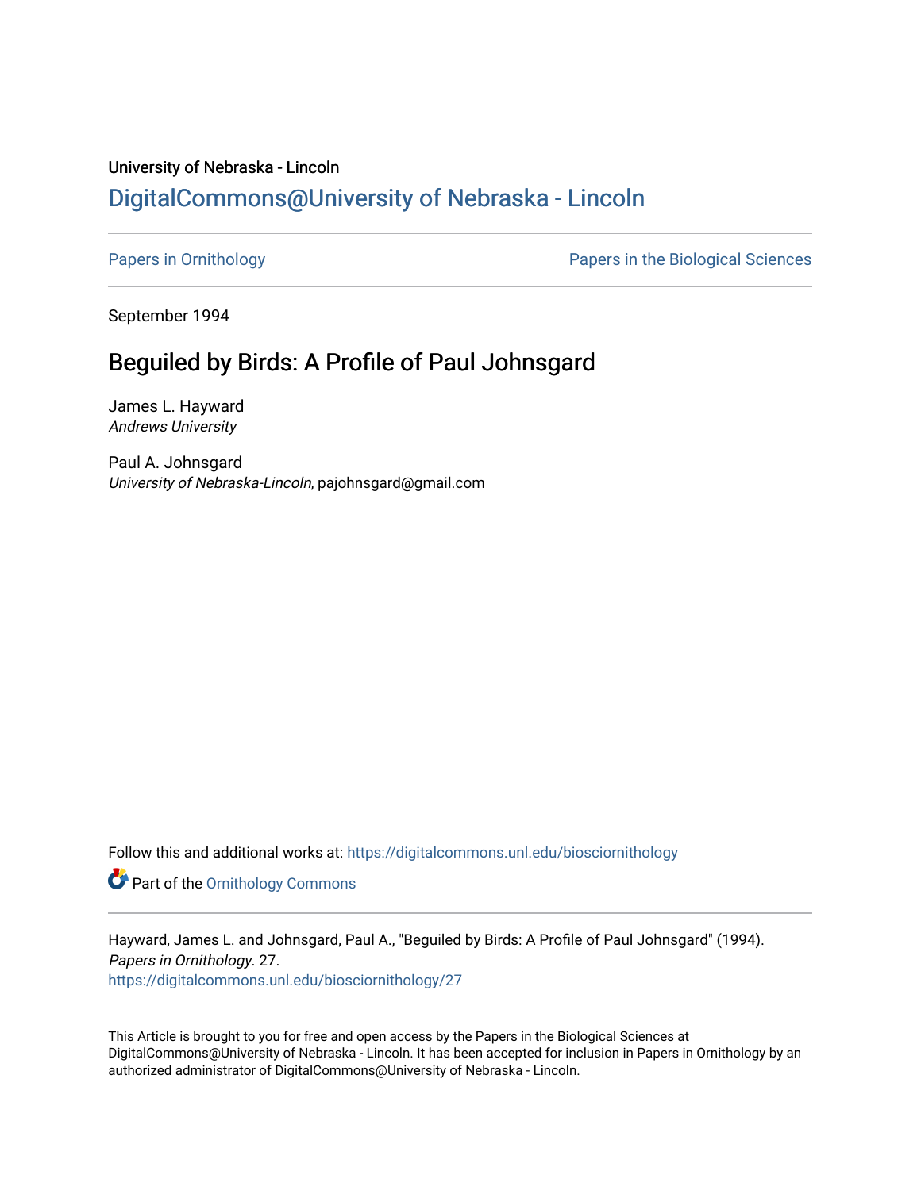University of Nebraska - Lincoln

## DigitalCommons@University of Nebraska - Lincoln

Papers in Ornithology | Papers in the Biological Sciences

September 1994

# Beguiled by Birds: A Profile of Paul Johnsgard

James L. Hayward
*Andrews University*

Paul A. Johnsgard
*University of Nebraska-Lincoln*, pajohnsgard@gmail.com

Follow this and additional works at: https://digitalcommons.unl.edu/biosciornithology

Part of the Ornithology Commons

Hayward, James L. and Johnsgard, Paul A., "Beguiled by Birds: A Profile of Paul Johnsgard" (1994). *Papers in Ornithology*. 27.
https://digitalcommons.unl.edu/biosciornithology/27

This Article is brought to you for free and open access by the Papers in the Biological Sciences at DigitalCommons@University of Nebraska - Lincoln. It has been accepted for inclusion in Papers in Ornithology by an authorized administrator of DigitalCommons@University of Nebraska - Lincoln.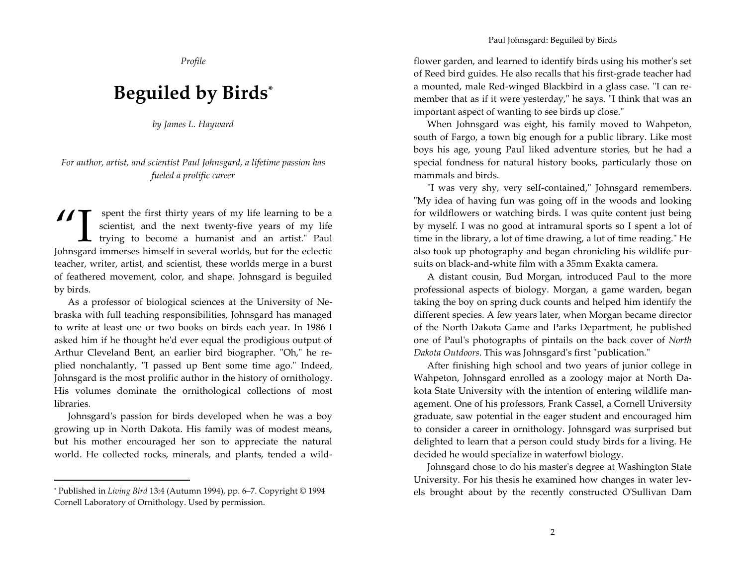*Profile*

# Beguiled by Birds[*]

*by James L. Hayward*

*For author, artist, and scientist Paul Johnsgard, a lifetime passion has fueled a prolific career*

"I spent the first thirty years of my life learning to be a scientist, and the next twenty-five years of my life trying to become a humanist and an artist." Paul Johnsgard immerses himself in several worlds, but for the eclectic teacher, writer, artist, and scientist, these worlds merge in a burst of feathered movement, color, and shape. Johnsgard is beguiled by birds.

As a professor of biological sciences at the University of Nebraska with full teaching responsibilities, Johnsgard has managed to write at least one or two books on birds each year. In 1986 I asked him if he thought he'd ever equal the prodigious output of Arthur Cleveland Bent, an earlier bird biographer. "Oh," he replied nonchalantly, "I passed up Bent some time ago." Indeed, Johnsgard is the most prolific author in the history of ornithology. His volumes dominate the ornithological collections of most libraries.

Johnsgard's passion for birds developed when he was a boy growing up in North Dakota. His family was of modest means, but his mother encouraged her son to appreciate the natural world. He collected rocks, minerals, and plants, tended a wildflower garden, and learned to identify birds using his mother's set of Reed bird guides. He also recalls that his first-grade teacher had a mounted, male Red-winged Blackbird in a glass case. "I can remember that as if it were yesterday," he says. "I think that was an important aspect of wanting to see birds up close."

When Johnsgard was eight, his family moved to Wahpeton, south of Fargo, a town big enough for a public library. Like most boys his age, young Paul liked adventure stories, but he had a special fondness for natural history books, particularly those on mammals and birds.

"I was very shy, very self-contained," Johnsgard remembers. "My idea of having fun was going off in the woods and looking for wildflowers or watching birds. I was quite content just being by myself. I was no good at intramural sports so I spent a lot of time in the library, a lot of time drawing, a lot of time reading." He also took up photography and began chronicling his wildlife pursuits on black-and-white film with a 35mm Exakta camera.

A distant cousin, Bud Morgan, introduced Paul to the more professional aspects of biology. Morgan, a game warden, began taking the boy on spring duck counts and helped him identify the different species. A few years later, when Morgan became director of the North Dakota Game and Parks Department, he published one of Paul's photographs of pintails on the back cover of *North Dakota Outdoors*. This was Johnsgard's first "publication."

After finishing high school and two years of junior college in Wahpeton, Johnsgard enrolled as a zoology major at North Dakota State University with the intention of entering wildlife management. One of his professors, Frank Cassel, a Cornell University graduate, saw potential in the eager student and encouraged him to consider a career in ornithology. Johnsgard was surprised but delighted to learn that a person could study birds for a living. He decided he would specialize in waterfowl biology.

Johnsgard chose to do his master's degree at Washington State University. For his thesis he examined how changes in water levels brought about by the recently constructed O'Sullivan Dam

---

[*] Published in *Living Bird* 13:4 (Autumn 1994), pp. 6–7. Copyright © 1994 Cornell Laboratory of Ornithology. Used by permission.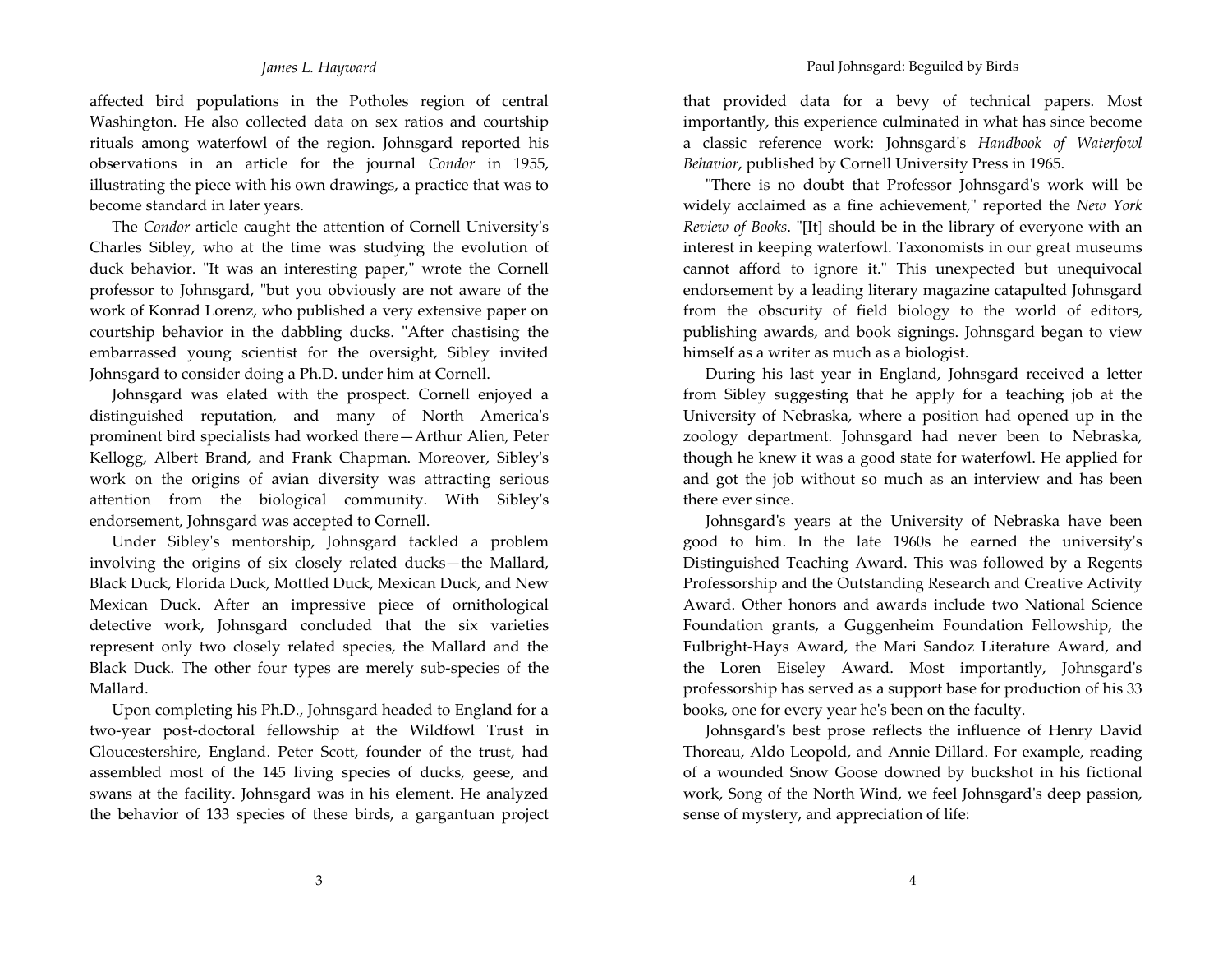affected bird populations in the Potholes region of central Washington. He also collected data on sex ratios and courtship rituals among waterfowl of the region. Johnsgard reported his observations in an article for the journal *Condor* in 1955, illustrating the piece with his own drawings, a practice that was to become standard in later years.

The *Condor* article caught the attention of Cornell University's Charles Sibley, who at the time was studying the evolution of duck behavior. "It was an interesting paper," wrote the Cornell professor to Johnsgard, "but you obviously are not aware of the work of Konrad Lorenz, who published a very extensive paper on courtship behavior in the dabbling ducks. "After chastising the embarrassed young scientist for the oversight, Sibley invited Johnsgard to consider doing a Ph.D. under him at Cornell.

Johnsgard was elated with the prospect. Cornell enjoyed a distinguished reputation, and many of North America's prominent bird specialists had worked there—Arthur Alien, Peter Kellogg, Albert Brand, and Frank Chapman. Moreover, Sibley's work on the origins of avian diversity was attracting serious attention from the biological community. With Sibley's endorsement, Johnsgard was accepted to Cornell.

Under Sibley's mentorship, Johnsgard tackled a problem involving the origins of six closely related ducks—the Mallard, Black Duck, Florida Duck, Mottled Duck, Mexican Duck, and New Mexican Duck. After an impressive piece of ornithological detective work, Johnsgard concluded that the six varieties represent only two closely related species, the Mallard and the Black Duck. The other four types are merely sub-species of the Mallard.

Upon completing his Ph.D., Johnsgard headed to England for a two-year post-doctoral fellowship at the Wildfowl Trust in Gloucestershire, England. Peter Scott, founder of the trust, had assembled most of the 145 living species of ducks, geese, and swans at the facility. Johnsgard was in his element. He analyzed the behavior of 133 species of these birds, a gargantuan project that provided data for a bevy of technical papers. Most importantly, this experience culminated in what has since become a classic reference work: Johnsgard's *Handbook of Waterfowl Behavior*, published by Cornell University Press in 1965.

"There is no doubt that Professor Johnsgard's work will be widely acclaimed as a fine achievement," reported the *New York Review of Books*. "[It] should be in the library of everyone with an interest in keeping waterfowl. Taxonomists in our great museums cannot afford to ignore it." This unexpected but unequivocal endorsement by a leading literary magazine catapulted Johnsgard from the obscurity of field biology to the world of editors, publishing awards, and book signings. Johnsgard began to view himself as a writer as much as a biologist.

During his last year in England, Johnsgard received a letter from Sibley suggesting that he apply for a teaching job at the University of Nebraska, where a position had opened up in the zoology department. Johnsgard had never been to Nebraska, though he knew it was a good state for waterfowl. He applied for and got the job without so much as an interview and has been there ever since.

Johnsgard's years at the University of Nebraska have been good to him. In the late 1960s he earned the university's Distinguished Teaching Award. This was followed by a Regents Professorship and the Outstanding Research and Creative Activity Award. Other honors and awards include two National Science Foundation grants, a Guggenheim Foundation Fellowship, the Fulbright-Hays Award, the Mari Sandoz Literature Award, and the Loren Eiseley Award. Most importantly, Johnsgard's professorship has served as a support base for production of his 33 books, one for every year he's been on the faculty.

Johnsgard's best prose reflects the influence of Henry David Thoreau, Aldo Leopold, and Annie Dillard. For example, reading of a wounded Snow Goose downed by buckshot in his fictional work, Song of the North Wind, we feel Johnsgard's deep passion, sense of mystery, and appreciation of life: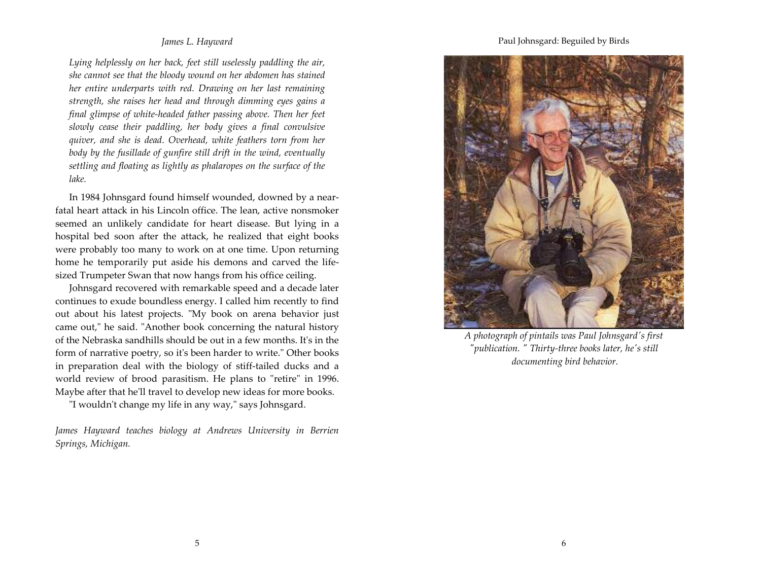*Lying helplessly on her back, feet still uselessly paddling the air, she cannot see that the bloody wound on her abdomen has stained her entire underparts with red. Drawing on her last remaining strength, she raises her head and through dimming eyes gains a final glimpse of white-headed father passing above. Then her feet slowly cease their paddling, her body gives a final convulsive quiver, and she is dead. Overhead, white feathers torn from her body by the fusillade of gunfire still drift in the wind, eventually settling and floating as lightly as phalaropes on the surface of the lake.*

In 1984 Johnsgard found himself wounded, downed by a near-fatal heart attack in his Lincoln office. The lean, active nonsmoker seemed an unlikely candidate for heart disease. But lying in a hospital bed soon after the attack, he realized that eight books were probably too many to work on at one time. Upon returning home he temporarily put aside his demons and carved the life-sized Trumpeter Swan that now hangs from his office ceiling.

Johnsgard recovered with remarkable speed and a decade later continues to exude boundless energy. I called him recently to find out about his latest projects. "My book on arena behavior just came out," he said. "Another book concerning the natural history of the Nebraska sandhills should be out in a few months. It's in the form of narrative poetry, so it's been harder to write." Other books in preparation deal with the biology of stiff-tailed ducks and a world review of brood parasitism. He plans to "retire" in 1996. Maybe after that he'll travel to develop new ideas for more books.

"I wouldn't change my life in any way," says Johnsgard.

*James Hayward teaches biology at Andrews University in Berrien Springs, Michigan.*

*A photograph of pintails was Paul Johnsgard's first "publication." Thirty-three books later, he's still documenting bird behavior.*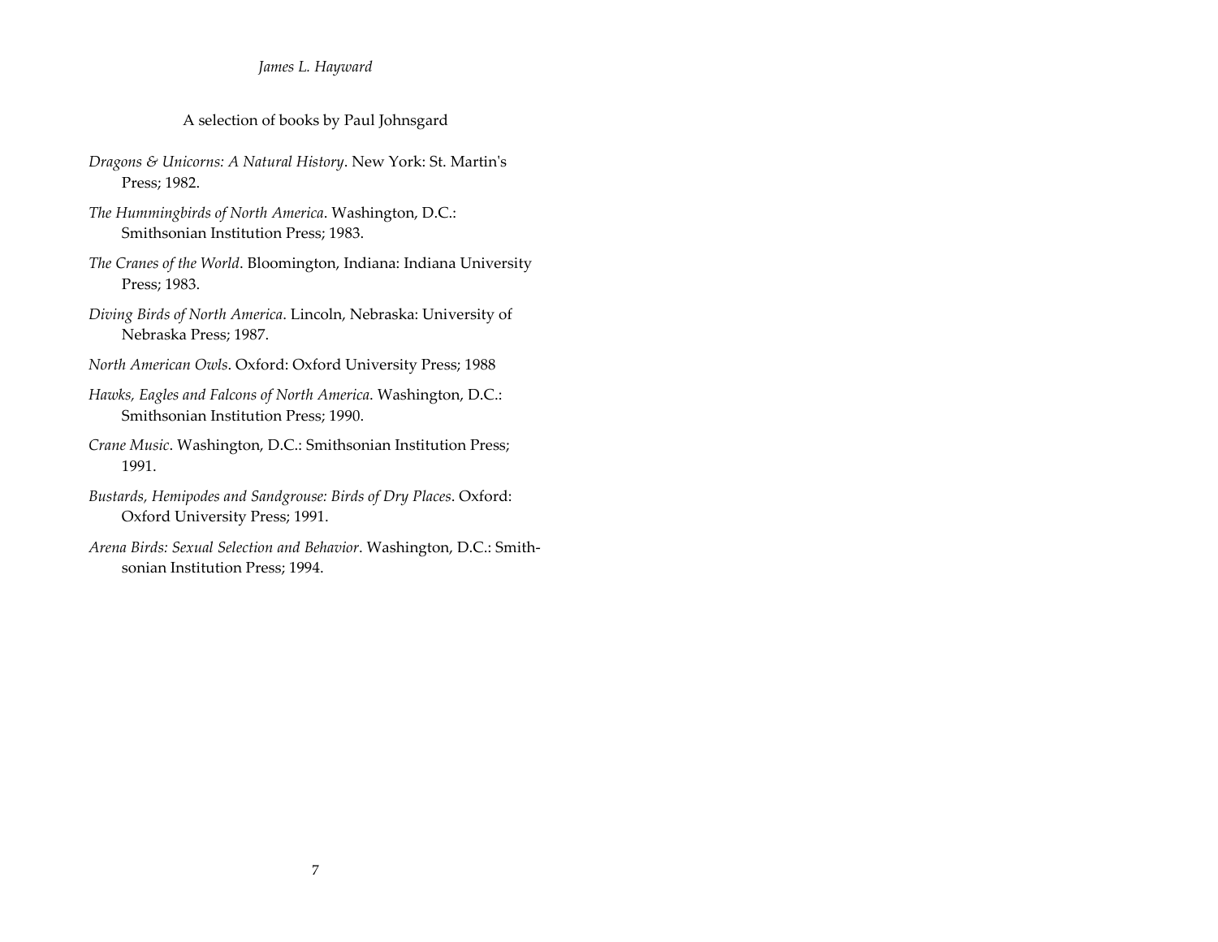A selection of books by Paul Johnsgard

*Dragons & Unicorns: A Natural History*. New York: St. Martin's Press; 1982.

*The Hummingbirds of North America*. Washington, D.C.: Smithsonian Institution Press; 1983.

*The Cranes of the World*. Bloomington, Indiana: Indiana University Press; 1983.

*Diving Birds of North America*. Lincoln, Nebraska: University of Nebraska Press; 1987.

*North American Owls*. Oxford: Oxford University Press; 1988

*Hawks, Eagles and Falcons of North America*. Washington, D.C.: Smithsonian Institution Press; 1990.

*Crane Music*. Washington, D.C.: Smithsonian Institution Press; 1991.

*Bustards, Hemipodes and Sandgrouse: Birds of Dry Places*. Oxford: Oxford University Press; 1991.

*Arena Birds: Sexual Selection and Behavior*. Washington, D.C.: Smithsonian Institution Press; 1994.